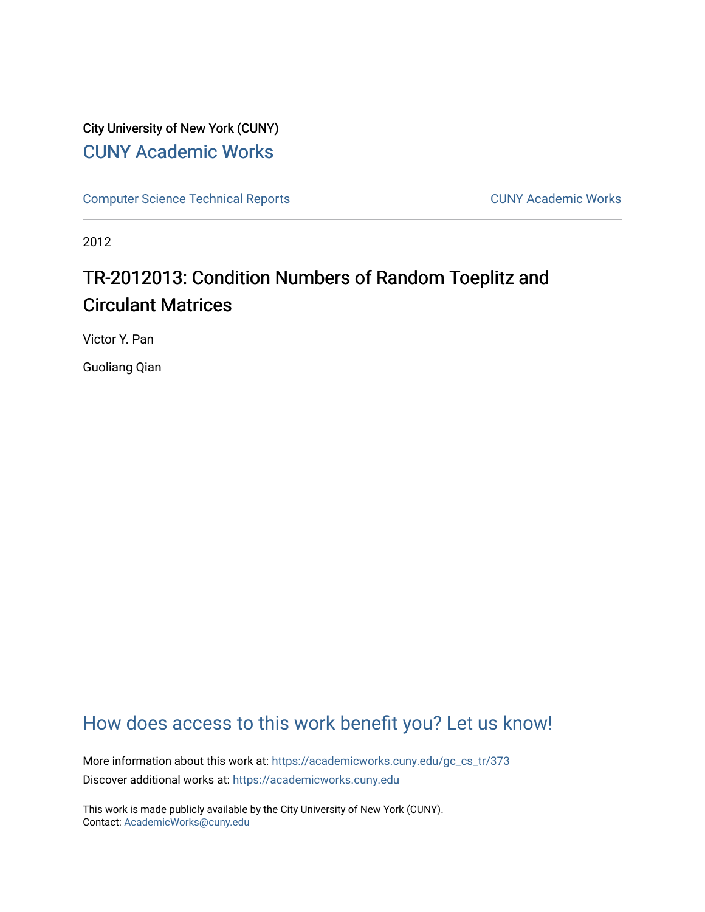City University of New York (CUNY)

[CUNY Academic Works](https://academicworks.cuny.edu)

[Computer Science Technical Reports](https://academicworks.cuny.edu/gc_cs_tr) | [CUNY Academic Works](https://academicworks.cuny.edu)

2012

# TR-2012013: Condition Numbers of Random Toeplitz and Circulant Matrices

Victor Y. Pan

Guoliang Qian

## How does access to this work benefit you? Let us know!

More information about this work at: https://academicworks.cuny.edu/gc_cs_tr/373

Discover additional works at: https://academicworks.cuny.edu

This work is made publicly available by the City University of New York (CUNY).
Contact: AcademicWorks@cuny.edu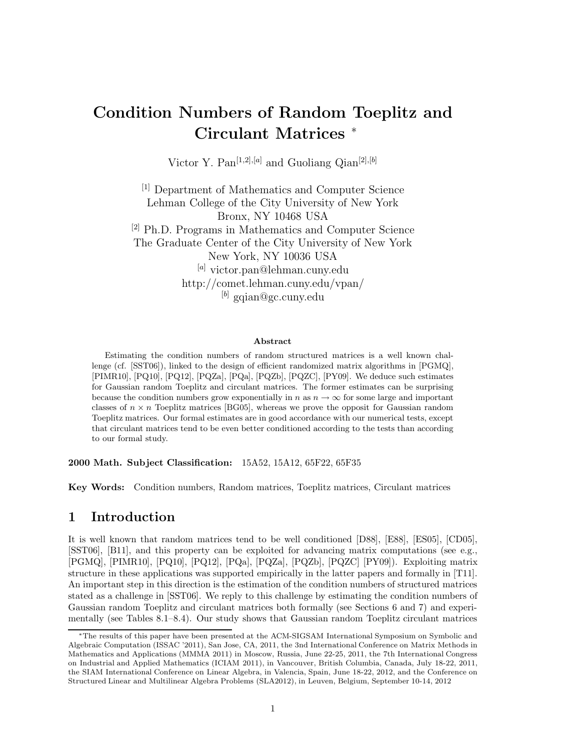# Condition Numbers of Random Toeplitz and Circulant Matrices *

Victor Y. Pan[1,2],[a] and Guoliang Qian[2],[b]

[1] Department of Mathematics and Computer Science
Lehman College of the City University of New York
Bronx, NY 10468 USA

[2] Ph.D. Programs in Mathematics and Computer Science
The Graduate Center of the City University of New York
New York, NY 10036 USA

[a] victor.pan@lehman.cuny.edu
http://comet.lehman.cuny.edu/vpan/

[b] gqian@gc.cuny.edu

### Abstract

Estimating the condition numbers of random structured matrices is a well known challenge (cf. [SST06]), linked to the design of efficient randomized matrix algorithms in [PGMQ], [PIMR10], [PQ10], [PQ12], [PQZa], [PQa], [PQZb], [PQZC], [PY09]. We deduce such estimates for Gaussian random Toeplitz and circulant matrices. The former estimates can be surprising because the condition numbers grow exponentially in $n$ as $n \to \infty$ for some large and important classes of $n \times n$ Toeplitz matrices [BG05], whereas we prove the opposit for Gaussian random Toeplitz matrices. Our formal estimates are in good accordance with our numerical tests, except that circulant matrices tend to be even better conditioned according to the tests than according to our formal study.

**2000 Math. Subject Classification:** 15A52, 15A12, 65F22, 65F35

**Key Words:** Condition numbers, Random matrices, Toeplitz matrices, Circulant matrices

## 1 Introduction

It is well known that random matrices tend to be well conditioned [D88], [E88], [ES05], [CD05], [SST06], [B11], and this property can be exploited for advancing matrix computations (see e.g., [PGMQ], [PIMR10], [PQ10], [PQ12], [PQa], [PQZa], [PQZb], [PQZC] [PY09]). Exploiting matrix structure in these applications was supported empirically in the latter papers and formally in [T11]. An important step in this direction is the estimation of the condition numbers of structured matrices stated as a challenge in [SST06]. We reply to this challenge by estimating the condition numbers of Gaussian random Toeplitz and circulant matrices both formally (see Sections 6 and 7) and experimentally (see Tables 8.1–8.4). Our study shows that Gaussian random Toeplitz circulant matrices

*The results of this paper have been presented at the ACM-SIGSAM International Symposium on Symbolic and Algebraic Computation (ISSAC '2011), San Jose, CA, 2011, the 3nd International Conference on Matrix Methods in Mathematics and Applications (MMMA 2011) in Moscow, Russia, June 22-25, 2011, the 7th International Congress on Industrial and Applied Mathematics (ICIAM 2011), in Vancouver, British Columbia, Canada, July 18-22, 2011, the SIAM International Conference on Linear Algebra, in Valencia, Spain, June 18-22, 2012, and the Conference on Structured Linear and Multilinear Algebra Problems (SLA2012), in Leuven, Belgium, September 10-14, 2012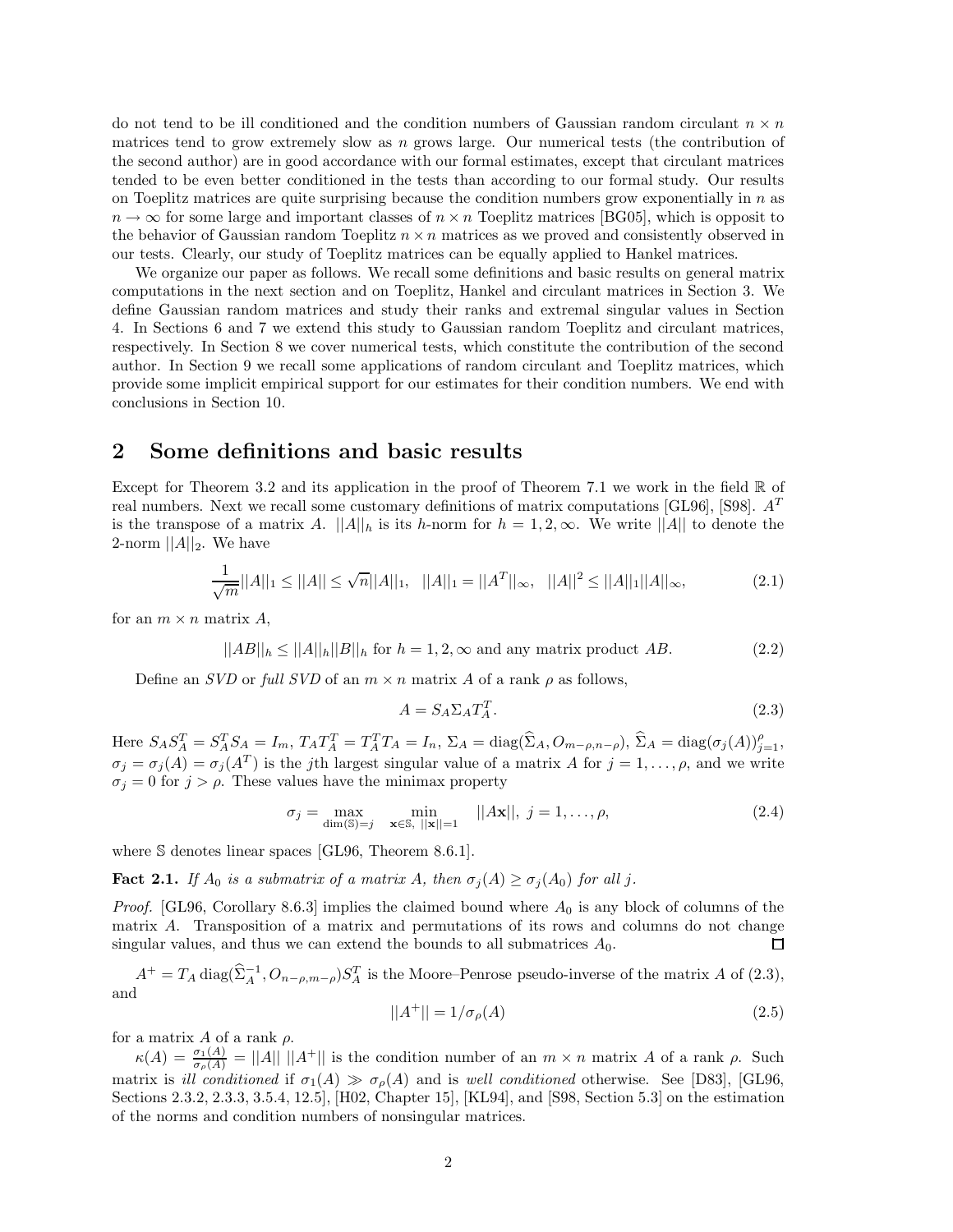do not tend to be ill conditioned and the condition numbers of Gaussian random circulant $n \times n$ matrices tend to grow extremely slow as $n$ grows large. Our numerical tests (the contribution of the second author) are in good accordance with our formal estimates, except that circulant matrices tended to be even better conditioned in the tests than according to our formal study. Our results on Toeplitz matrices are quite surprising because the condition numbers grow exponentially in $n$ as $n \to \infty$ for some large and important classes of $n \times n$ Toeplitz matrices [BG05], which is opposit to the behavior of Gaussian random Toeplitz $n \times n$ matrices as we proved and consistently observed in our tests. Clearly, our study of Toeplitz matrices can be equally applied to Hankel matrices.

We organize our paper as follows. We recall some definitions and basic results on general matrix computations in the next section and on Toeplitz, Hankel and circulant matrices in Section 3. We define Gaussian random matrices and study their ranks and extremal singular values in Section 4. In Sections 6 and 7 we extend this study to Gaussian random Toeplitz and circulant matrices, respectively. In Section 8 we cover numerical tests, which constitute the contribution of the second author. In Section 9 we recall some applications of random circulant and Toeplitz matrices, which provide some implicit empirical support for our estimates for their condition numbers. We end with conclusions in Section 10.

## 2 Some definitions and basic results

Except for Theorem 3.2 and its application in the proof of Theorem 7.1 we work in the field $\mathbb{R}$ of real numbers. Next we recall some customary definitions of matrix computations [GL96], [S98]. $A^T$ is the transpose of a matrix $A$. $||A||_h$ is its $h$-norm for $h = 1, 2, \infty$. We write $||A||$ to denote the 2-norm $||A||_2$. We have

$$\frac{1}{\sqrt{m}}||A||_1 \leq ||A|| \leq \sqrt{n}||A||_1, \quad ||A||_1 = ||A^T||_\infty, \quad ||A||^2 \leq ||A||_1||A||_\infty, \tag{2.1}$$

for an $m \times n$ matrix $A$,

$$||AB||_h \leq ||A||_h||B||_h \text{ for } h = 1, 2, \infty \text{ and any matrix product } AB. \tag{2.2}$$

Define an *SVD* or *full SVD* of an $m \times n$ matrix $A$ of a rank $\rho$ as follows,

$$A = S_A \Sigma_A T_A^T. \tag{2.3}$$

Here $S_A S_A^T = S_A^T S_A = I_m$, $T_A T_A^T = T_A^T T_A = I_n$, $\Sigma_A = \operatorname{diag}(\widehat{\Sigma}_A, O_{m-\rho,n-\rho})$, $\widehat{\Sigma}_A = \operatorname{diag}(\sigma_j(A))_{j=1}^{\rho}$, $\sigma_j = \sigma_j(A) = \sigma_j(A^T)$ is the $j$th largest singular value of a matrix $A$ for $j = 1, \ldots, \rho$, and we write $\sigma_j = 0$ for $j > \rho$. These values have the minimax property

$$\sigma_j = \max_{\dim(\mathbb{S})=j} \quad \min_{\mathbf{x}\in\mathbb{S},\ ||\mathbf{x}||=1} \quad ||A\mathbf{x}||,\ j = 1, \ldots, \rho, \tag{2.4}$$

where $\mathbb{S}$ denotes linear spaces [GL96, Theorem 8.6.1].

**Fact 2.1.** *If $A_0$ is a submatrix of a matrix $A$, then $\sigma_j(A) \geq \sigma_j(A_0)$ for all $j$.*

*Proof.* [GL96, Corollary 8.6.3] implies the claimed bound where $A_0$ is any block of columns of the matrix $A$. Transposition of a matrix and permutations of its rows and columns do not change singular values, and thus we can extend the bounds to all submatrices $A_0$. □

$A^+ = T_A \operatorname{diag}(\widehat{\Sigma}_A^{-1}, O_{n-\rho,m-\rho})S_A^T$ is the Moore–Penrose pseudo-inverse of the matrix $A$ of (2.3), and

$$||A^+|| = 1/\sigma_\rho(A) \tag{2.5}$$

for a matrix $A$ of a rank $\rho$.

$\kappa(A) = \frac{\sigma_1(A)}{\sigma_\rho(A)} = ||A||\ ||A^+||$ is the condition number of an $m \times n$ matrix $A$ of a rank $\rho$. Such matrix is *ill conditioned* if $\sigma_1(A) \gg \sigma_\rho(A)$ and is *well conditioned* otherwise. See [D83], [GL96, Sections 2.3.2, 2.3.3, 3.5.4, 12.5], [H02, Chapter 15], [KL94], and [S98, Section 5.3] on the estimation of the norms and condition numbers of nonsingular matrices.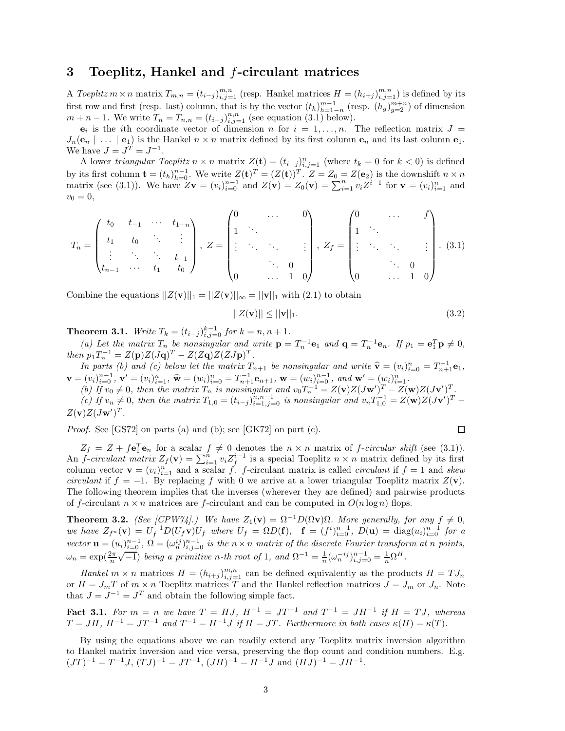## 3 Toeplitz, Hankel and $f$-circulant matrices

A *Toeplitz* $m \times n$ matrix $T_{m,n} = (t_{i-j})_{i,j=1}^{m,n}$ (resp. Hankel matrices $H = (h_{i+j})_{i,j=1}^{m,n}$) is defined by its first row and first (resp. last) column, that is by the vector $(t_h)_{h=1-n}^{m-1}$ (resp. $(h_g)_{g=2}^{m+n}$) of dimension $m+n-1$. We write $T_n = T_{n,n} = (t_{i-j})_{i,j=1}^{n,n}$ (see equation (3.1) below).

$\mathbf{e}_i$ is the $i$th coordinate vector of dimension $n$ for $i = 1, \ldots, n$. The reflection matrix $J = J_n(\mathbf{e}_n \mid \ldots \mid \mathbf{e}_1)$ is the Hankel $n \times n$ matrix defined by its first column $\mathbf{e}_n$ and its last column $\mathbf{e}_1$. We have $J = J^T = J^{-1}$.

A lower *triangular Toeplitz* $n \times n$ matrix $Z(\mathbf{t}) = (t_{i-j})_{i,j=1}^{n}$ (where $t_k = 0$ for $k < 0$) is defined by its first column $\mathbf{t} = (t_h)_{h=0}^{n-1}$. We write $Z(\mathbf{t})^T = (Z(\mathbf{t}))^T$. $Z = Z_0 = Z(\mathbf{e}_2)$ is the downshift $n \times n$ matrix (see (3.1)). We have $Z\mathbf{v} = (v_i)_{i=0}^{n-1}$ and $Z(\mathbf{v}) = Z_0(\mathbf{v}) = \sum_{i=1}^{n} v_i Z^{i-1}$ for $\mathbf{v} = (v_i)_{i=1}^{n}$ and $v_0 = 0$,

$$T_n = \begin{pmatrix} t_0 & t_{-1} & \cdots & t_{1-n} \\ t_1 & t_0 & \ddots & \vdots \\ \vdots & \ddots & \ddots & t_{-1} \\ t_{n-1} & \cdots & t_1 & t_0 \end{pmatrix}, \quad Z = \begin{pmatrix} 0 & & \cdots & & 0 \\ 1 & \ddots & & & \\ \vdots & \ddots & \ddots & & \vdots \\ & & \ddots & 0 & \\ 0 & & \cdots & 1 & 0 \end{pmatrix}, \quad Z_f = \begin{pmatrix} 0 & & \cdots & & f \\ 1 & \ddots & & & \\ \vdots & \ddots & \ddots & & \vdots \\ & & \ddots & 0 & \\ 0 & & \cdots & 1 & 0 \end{pmatrix}. \tag{3.1}$$

Combine the equations $||Z(\mathbf{v})||_1 = ||Z(\mathbf{v})||_\infty = ||\mathbf{v}||_1$ with (2.1) to obtain

$$||Z(\mathbf{v})|| \leq ||\mathbf{v}||_1. \tag{3.2}$$

**Theorem 3.1.** *Write $T_k = (t_{i-j})_{i,j=0}^{k-1}$ for $k = n, n+1$.*

*(a) Let the matrix $T_n$ be nonsingular and write $\mathbf{p} = T_n^{-1}\mathbf{e}_1$ and $\mathbf{q} = T_n^{-1}\mathbf{e}_n$. If $p_1 = \mathbf{e}_1^T\mathbf{p} \neq 0$, then $p_1 T_n^{-1} = Z(\mathbf{p})Z(J\mathbf{q})^T - Z(Z\mathbf{q})Z(ZJ\mathbf{p})^T$.*

*In parts (b) and (c) below let the matrix $T_{n+1}$ be nonsingular and write $\widehat{\mathbf{v}} = (v_i)_{i=0}^{n} = T_{n+1}^{-1}\mathbf{e}_1$, $\mathbf{v} = (v_i)_{i=0}^{n-1}$, $\mathbf{v}' = (v_i)_{i=1}^{n}$, $\widehat{\mathbf{w}} = (w_i)_{i=0}^{n} = T_{n+1}^{-1}\mathbf{e}_{n+1}$, $\mathbf{w} = (w_i)_{i=0}^{n-1}$, and $\mathbf{w}' = (w_i)_{i=1}^{n}$.*

*(b) If $v_0 \neq 0$, then the matrix $T_n$ is nonsingular and $v_0 T_n^{-1} = Z(\mathbf{v})Z(J\mathbf{w}')^T - Z(\mathbf{w})Z(J\mathbf{v}')^T$.*

*(c) If $v_n \neq 0$, then the matrix $T_{1,0} = (t_{i-j})_{i=1,j=0}^{n,n-1}$ is nonsingular and $v_n T_{1,0}^{-1} = Z(\mathbf{w})Z(J\mathbf{v}')^T - Z(\mathbf{v})Z(J\mathbf{w}')^T$.*

*Proof.* See [GS72] on parts (a) and (b); see [GK72] on part (c). □

$Z_f = Z + f\mathbf{e}_1^T\mathbf{e}_n$ for a scalar $f \neq 0$ denotes the $n \times n$ matrix of *$f$-circular shift* (see (3.1)). An *$f$-circulant matrix* $Z_f(\mathbf{v}) = \sum_{i=1}^{n} v_i Z_f^{i-1}$ is a special Toeplitz $n \times n$ matrix defined by its first column vector $\mathbf{v} = (v_i)_{i=1}^{n}$ and a scalar $f$. $f$-circulant matrix is called *circulant* if $f = 1$ and *skew circulant* if $f = -1$. By replacing $f$ with 0 we arrive at a lower triangular Toeplitz matrix $Z(\mathbf{v})$. The following theorem implies that the inverses (wherever they are defined) and pairwise products of $f$-circulant $n \times n$ matrices are $f$-circulant and can be computed in $O(n \log n)$ flops.

**Theorem 3.2.** *(See [CPW74].) We have $Z_1(\mathbf{v}) = \Omega^{-1}D(\Omega\mathbf{v})\Omega$. More generally, for any $f \neq 0$, we have $Z_{f^n}(\mathbf{v}) = U_f^{-1}D(U_f\mathbf{v})U_f$ where $U_f = \Omega D(\mathbf{f})$, $\mathbf{f} = (f^i)_{i=0}^{n-1}$, $D(\mathbf{u}) = \operatorname{diag}(u_i)_{i=0}^{n-1}$ for a vector $\mathbf{u} = (u_i)_{i=0}^{n-1}$, $\Omega = (\omega_n^{ij})_{i,j=0}^{n-1}$ is the $n \times n$ matrix of the discrete Fourier transform at $n$ points, $\omega_n = \exp(\frac{2\pi}{n}\sqrt{-1})$ being a primitive $n$-th root of 1, and $\Omega^{-1} = \frac{1}{n}(\omega_n^{-ij})_{i,j=0}^{n-1} = \frac{1}{n}\Omega^H$.*

*Hankel* $m \times n$ matrices $H = (h_{i+j})_{i,j=1}^{m,n}$ can be defined equivalently as the products $H = TJ_n$ or $H = J_m T$ of $m \times n$ Toeplitz matrices $T$ and the Hankel reflection matrices $J = J_m$ or $J_n$. Note that $J = J^{-1} = J^T$ and obtain the following simple fact.

**Fact 3.1.** *For $m = n$ we have $T = HJ$, $H^{-1} = JT^{-1}$ and $T^{-1} = JH^{-1}$ if $H = TJ$, whereas $T = JH$, $H^{-1} = JT^{-1}$ and $T^{-1} = H^{-1}J$ if $H = JT$. Furthermore in both cases $\kappa(H) = \kappa(T)$.*

By using the equations above we can readily extend any Toeplitz matrix inversion algorithm to Hankel matrix inversion and vice versa, preserving the flop count and condition numbers. E.g. $(JT)^{-1} = T^{-1}J$, $(TJ)^{-1} = JT^{-1}$, $(JH)^{-1} = H^{-1}J$ and $(HJ)^{-1} = JH^{-1}$.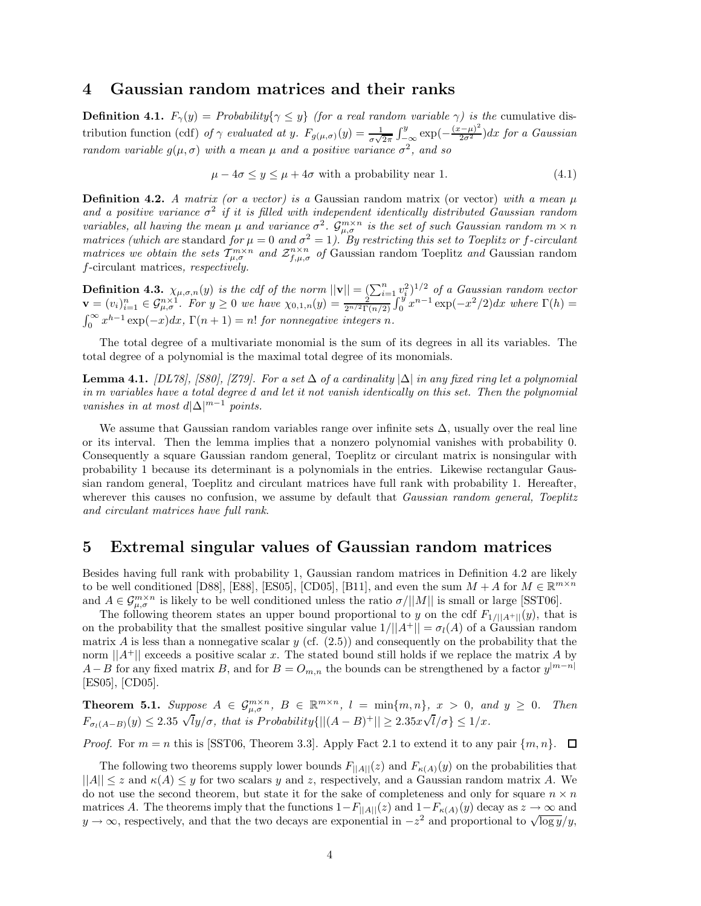## 4 Gaussian random matrices and their ranks

**Definition 4.1.** *$F_\gamma(y) = Probability\{\gamma \le y\}$ (for a real random variable $\gamma$) is the* cumulative distribution function (cdf) *of $\gamma$ evaluated at $y$. $F_{g(\mu,\sigma)}(y) = \frac{1}{\sigma\sqrt{2\pi}}\int_{-\infty}^{y} \exp(-\frac{(x-\mu)^2}{2\sigma^2})dx$ for a Gaussian random variable $g(\mu,\sigma)$ with a mean $\mu$ and a positive variance $\sigma^2$, and so*

$$\mu - 4\sigma \le y \le \mu + 4\sigma \text{ with a probability near 1.} \tag{4.1}$$

**Definition 4.2.** *A matrix (or a vector) is a* Gaussian random matrix (or vector) *with a mean $\mu$ and a positive variance $\sigma^2$ if it is filled with independent identically distributed Gaussian random variables, all having the mean $\mu$ and variance $\sigma^2$. $\mathcal{G}_{\mu,\sigma}^{m\times n}$ is the set of such Gaussian random $m \times n$ matrices (which are* standard *for $\mu = 0$ and $\sigma^2 = 1$). By restricting this set to Toeplitz or $f$-circulant matrices we obtain the sets $\mathcal{T}_{\mu,\sigma}^{m\times n}$ and $\mathcal{Z}_{f,\mu,\sigma}^{n\times n}$ of* Gaussian random Toeplitz *and* Gaussian random $f$-circulant matrices*, respectively.*

**Definition 4.3.** *$\chi_{\mu,\sigma,n}(y)$ is the cdf of the norm $||\mathbf{v}|| = (\sum_{i=1}^{n} v_i^2)^{1/2}$ of a Gaussian random vector $\mathbf{v} = (v_i)_{i=1}^{n} \in \mathcal{G}_{\mu,\sigma}^{n\times 1}$. For $y \ge 0$ we have $\chi_{0,1,n}(y) = \frac{2}{2^{n/2}\Gamma(n/2)}\int_0^y x^{n-1}\exp(-x^2/2)dx$ where $\Gamma(h) = \int_0^\infty x^{h-1}\exp(-x)dx$, $\Gamma(n+1) = n!$ for nonnegative integers $n$.*

The total degree of a multivariate monomial is the sum of its degrees in all its variables. The total degree of a polynomial is the maximal total degree of its monomials.

**Lemma 4.1.** *[DL78], [S80], [Z79]. For a set $\Delta$ of a cardinality $|\Delta|$ in any fixed ring let a polynomial in $m$ variables have a total degree $d$ and let it not vanish identically on this set. Then the polynomial vanishes in at most $d|\Delta|^{m-1}$ points.*

We assume that Gaussian random variables range over infinite sets $\Delta$, usually over the real line or its interval. Then the lemma implies that a nonzero polynomial vanishes with probability 0. Consequently a square Gaussian random general, Toeplitz or circulant matrix is nonsingular with probability 1 because its determinant is a polynomials in the entries. Likewise rectangular Gaussian random general, Toeplitz and circulant matrices have full rank with probability 1. Hereafter, wherever this causes no confusion, we assume by default that *Gaussian random general, Toeplitz and circulant matrices have full rank*.

## 5 Extremal singular values of Gaussian random matrices

Besides having full rank with probability 1, Gaussian random matrices in Definition 4.2 are likely to be well conditioned [D88], [E88], [ES05], [CD05], [B11], and even the sum $M + A$ for $M \in \mathbb{R}^{m\times n}$ and $A \in \mathcal{G}_{\mu,\sigma}^{m\times n}$ is likely to be well conditioned unless the ratio $\sigma/||M||$ is small or large [SST06].

The following theorem states an upper bound proportional to $y$ on the cdf $F_{1/||A^+||}(y)$, that is on the probability that the smallest positive singular value $1/||A^+|| = \sigma_l(A)$ of a Gaussian random matrix $A$ is less than a nonnegative scalar $y$ (cf. (2.5)) and consequently on the probability that the norm $||A^+||$ exceeds a positive scalar $x$. The stated bound still holds if we replace the matrix $A$ by $A - B$ for any fixed matrix $B$, and for $B = O_{m,n}$ the bounds can be strengthened by a factor $y^{|m-n|}$ [ES05], [CD05].

**Theorem 5.1.** *Suppose $A \in \mathcal{G}_{\mu,\sigma}^{m\times n}$, $B \in \mathbb{R}^{m\times n}$, $l = \min\{m,n\}$, $x > 0$, and $y \ge 0$. Then $F_{\sigma_l(A-B)}(y) \le 2.35\sqrt{l}y/\sigma$, that is $Probability\{||(A-B)^+|| \ge 2.35x\sqrt{l}/\sigma\} \le 1/x$.*

*Proof.* For $m = n$ this is [SST06, Theorem 3.3]. Apply Fact 2.1 to extend it to any pair $\{m,n\}$. $\square$

The following two theorems supply lower bounds $F_{||A||}(z)$ and $F_{\kappa(A)}(y)$ on the probabilities that $||A|| \le z$ and $\kappa(A) \le y$ for two scalars $y$ and $z$, respectively, and a Gaussian random matrix $A$. We do not use the second theorem, but state it for the sake of completeness and only for square $n \times n$ matrices $A$. The theorems imply that the functions $1 - F_{||A||}(z)$ and $1 - F_{\kappa(A)}(y)$ decay as $z \to \infty$ and $y \to \infty$, respectively, and that the two decays are exponential in $-z^2$ and proportional to $\sqrt{\log y}/y$,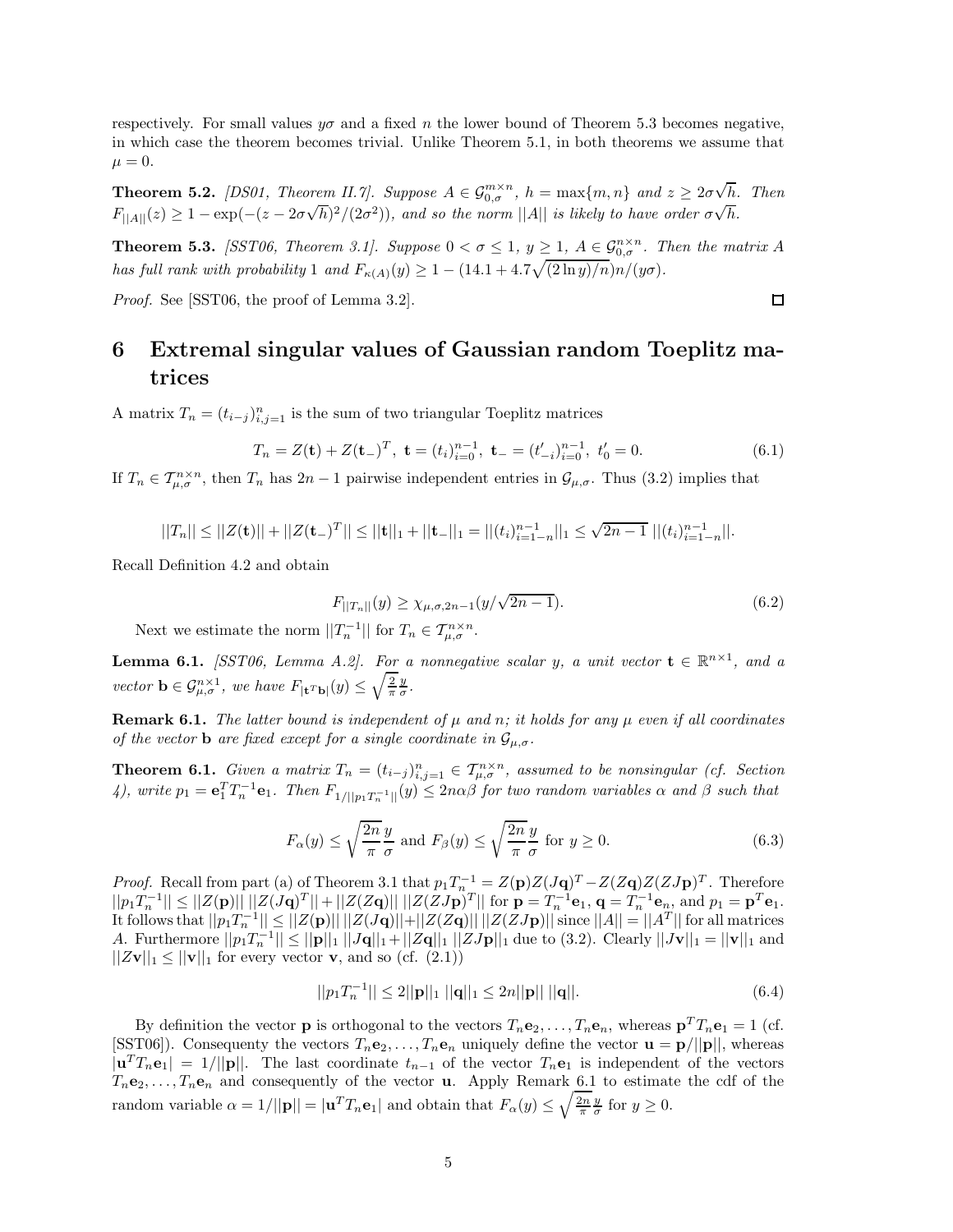respectively. For small values $y\sigma$ and a fixed $n$ the lower bound of Theorem 5.3 becomes negative, in which case the theorem becomes trivial. Unlike Theorem 5.1, in both theorems we assume that $\mu = 0$.

**Theorem 5.2.** *[DS01, Theorem II.7]. Suppose $A \in \mathcal{G}_{0,\sigma}^{m\times n}$, $h = \max\{m,n\}$ and $z \geq 2\sigma\sqrt{h}$. Then $F_{||A||}(z) \geq 1 - \exp(-(z-2\sigma\sqrt{h})^2/(2\sigma^2))$, and so the norm $||A||$ is likely to have order $\sigma\sqrt{h}$.*

**Theorem 5.3.** *[SST06, Theorem 3.1]. Suppose $0 < \sigma \leq 1$, $y \geq 1$, $A \in \mathcal{G}_{0,\sigma}^{n\times n}$. Then the matrix $A$ has full rank with probability 1 and $F_{\kappa(A)}(y) \geq 1 - (14.1 + 4.7\sqrt{(2\ln y)/n})n/(y\sigma)$.*

*Proof.* See [SST06, the proof of Lemma 3.2]. □

# 6 Extremal singular values of Gaussian random Toeplitz matrices

A matrix $T_n = (t_{i-j})_{i,j=1}^n$ is the sum of two triangular Toeplitz matrices

$$T_n = Z(\mathbf{t}) + Z(\mathbf{t}_-)^T,\ \mathbf{t} = (t_i)_{i=0}^{n-1},\ \mathbf{t}_- = (t'_{-i})_{i=0}^{n-1},\ t'_0 = 0. \tag{6.1}$$

If $T_n \in \mathcal{T}_{\mu,\sigma}^{n\times n}$, then $T_n$ has $2n-1$ pairwise independent entries in $\mathcal{G}_{\mu,\sigma}$. Thus (3.2) implies that

$$||T_n|| \leq ||Z(\mathbf{t})|| + ||Z(\mathbf{t}_-)^T|| \leq ||\mathbf{t}||_1 + ||\mathbf{t}_-||_1 = ||(t_i)_{i=1-n}^{n-1}||_1 \leq \sqrt{2n-1}\ ||(t_i)_{i=1-n}^{n-1}||.$$

Recall Definition 4.2 and obtain

$$F_{||T_n||}(y) \geq \chi_{\mu,\sigma,2n-1}(y/\sqrt{2n-1}). \tag{6.2}$$

Next we estimate the norm $||T_n^{-1}||$ for $T_n \in \mathcal{T}_{\mu,\sigma}^{n\times n}$.

**Lemma 6.1.** *[SST06, Lemma A.2]. For a nonnegative scalar $y$, a unit vector $\mathbf{t} \in \mathbb{R}^{n\times 1}$, and a vector $\mathbf{b} \in \mathcal{G}_{\mu,\sigma}^{n\times 1}$, we have $F_{|\mathbf{t}^T\mathbf{b}|}(y) \leq \sqrt{\frac{2}{\pi}}\frac{y}{\sigma}$.*

**Remark 6.1.** *The latter bound is independent of $\mu$ and $n$; it holds for any $\mu$ even if all coordinates of the vector $\mathbf{b}$ are fixed except for a single coordinate in $\mathcal{G}_{\mu,\sigma}$.*

**Theorem 6.1.** *Given a matrix $T_n = (t_{i-j})_{i,j=1}^n \in \mathcal{T}_{\mu,\sigma}^{n\times n}$, assumed to be nonsingular (cf. Section 4), write $p_1 = \mathbf{e}_1^T T_n^{-1}\mathbf{e}_1$. Then $F_{1/||p_1 T_n^{-1}||}(y) \leq 2n\alpha\beta$ for two random variables $\alpha$ and $\beta$ such that*

$$F_\alpha(y) \leq \sqrt{\frac{2n}{\pi}}\frac{y}{\sigma} \text{ and } F_\beta(y) \leq \sqrt{\frac{2n}{\pi}}\frac{y}{\sigma} \text{ for } y \geq 0. \tag{6.3}$$

*Proof.* Recall from part (a) of Theorem 3.1 that $p_1 T_n^{-1} = Z(\mathbf{p})Z(J\mathbf{q})^T - Z(Z\mathbf{q})Z(ZJ\mathbf{p})^T$. Therefore $||p_1 T_n^{-1}|| \leq ||Z(\mathbf{p})||\ ||Z(J\mathbf{q})^T|| + ||Z(Z\mathbf{q})||\ ||Z(ZJ\mathbf{p})^T||$ for $\mathbf{p} = T_n^{-1}\mathbf{e}_1$, $\mathbf{q} = T_n^{-1}\mathbf{e}_n$, and $p_1 = \mathbf{p}^T\mathbf{e}_1$. It follows that $||p_1 T_n^{-1}|| \leq ||Z(\mathbf{p})||\ ||Z(J\mathbf{q})|| + ||Z(Z\mathbf{q})||\ ||Z(ZJ\mathbf{p})||$ since $||A|| = ||A^T||$ for all matrices $A$. Furthermore $||p_1 T_n^{-1}|| \leq ||\mathbf{p}||_1\ ||J\mathbf{q}||_1 + ||Z\mathbf{q}||_1\ ||ZJ\mathbf{p}||_1$ due to (3.2). Clearly $||J\mathbf{v}||_1 = ||\mathbf{v}||_1$ and $||Z\mathbf{v}||_1 \leq ||\mathbf{v}||_1$ for every vector $\mathbf{v}$, and so (cf. (2.1))

$$||p_1 T_n^{-1}|| \leq 2||\mathbf{p}||_1\ ||\mathbf{q}||_1 \leq 2n||\mathbf{p}||\ ||\mathbf{q}||. \tag{6.4}$$

By definition the vector $\mathbf{p}$ is orthogonal to the vectors $T_n\mathbf{e}_2, \dots, T_n\mathbf{e}_n$, whereas $\mathbf{p}^T T_n\mathbf{e}_1 = 1$ (cf. [SST06]). Consequenty the vectors $T_n\mathbf{e}_2, \dots, T_n\mathbf{e}_n$ uniquely define the vector $\mathbf{u} = \mathbf{p}/||\mathbf{p}||$, whereas $|\mathbf{u}^T T_n\mathbf{e}_1| = 1/||\mathbf{p}||$. The last coordinate $t_{n-1}$ of the vector $T_n\mathbf{e}_1$ is independent of the vectors $T_n\mathbf{e}_2, \dots, T_n\mathbf{e}_n$ and consequently of the vector $\mathbf{u}$. Apply Remark 6.1 to estimate the cdf of the random variable $\alpha = 1/||\mathbf{p}|| = |\mathbf{u}^T T_n\mathbf{e}_1|$ and obtain that $F_\alpha(y) \leq \sqrt{\frac{2n}{\pi}}\frac{y}{\sigma}$ for $y \geq 0$.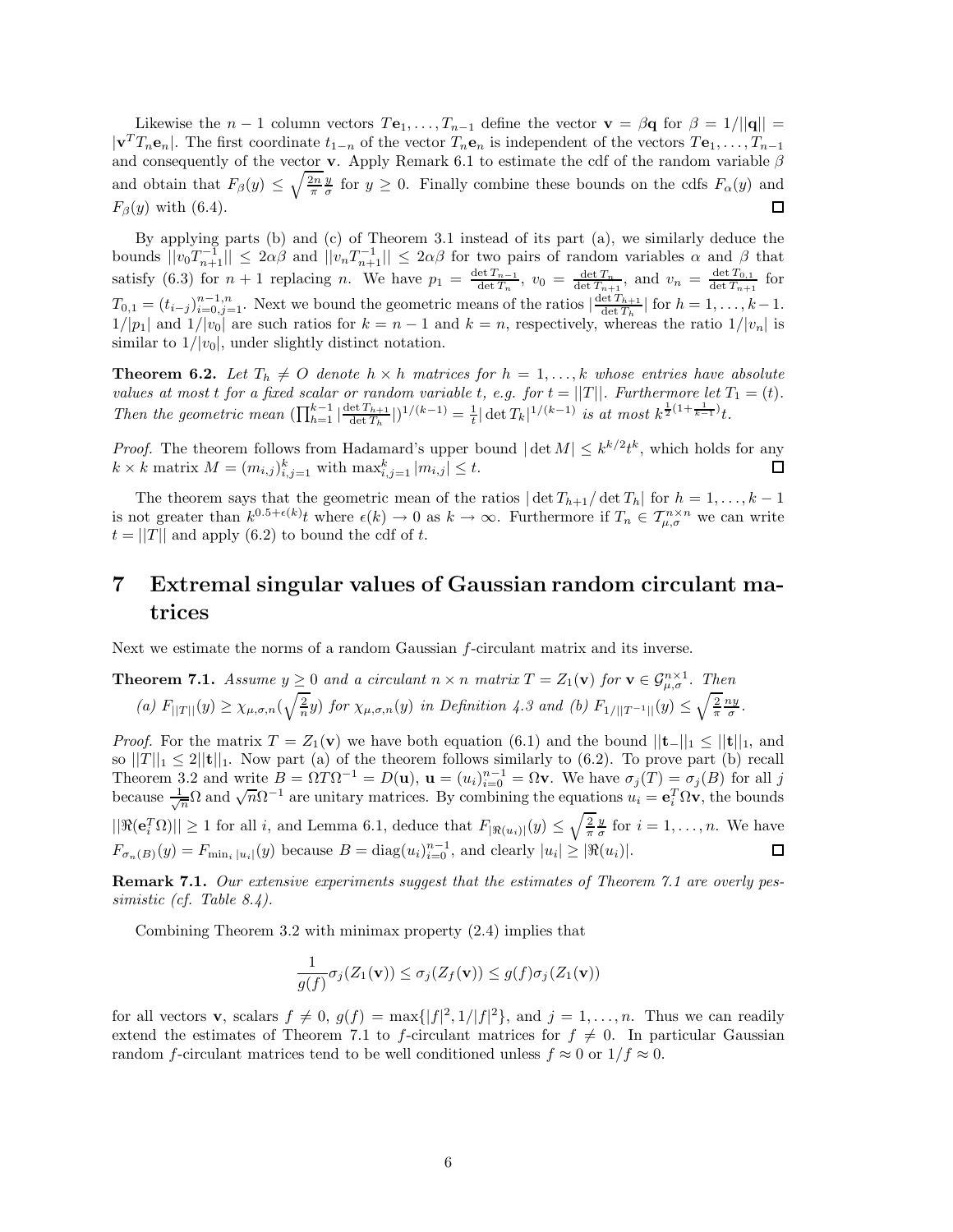Likewise the $n-1$ column vectors $T\mathbf{e}_1, \dots, T_{n-1}$ define the vector $\mathbf{v} = \beta \mathbf{q}$ for $\beta = 1/||\mathbf{q}|| = |\mathbf{v}^T T_n \mathbf{e}_n|$. The first coordinate $t_{1-n}$ of the vector $T_n \mathbf{e}_n$ is independent of the vectors $T\mathbf{e}_1, \dots, T_{n-1}$ and consequently of the vector $\mathbf{v}$. Apply Remark 6.1 to estimate the cdf of the random variable $\beta$ and obtain that $F_\beta(y) \leq \sqrt{\frac{2n}{\pi}} \frac{y}{\sigma}$ for $y \geq 0$. Finally combine these bounds on the cdfs $F_\alpha(y)$ and $F_\beta(y)$ with (6.4). $\square$

By applying parts (b) and (c) of Theorem 3.1 instead of its part (a), we similarly deduce the bounds $||v_0 T_{n+1}^{-1}|| \leq 2\alpha\beta$ and $||v_n T_{n+1}^{-1}|| \leq 2\alpha\beta$ for two pairs of random variables $\alpha$ and $\beta$ that satisfy (6.3) for $n+1$ replacing $n$. We have $p_1 = \frac{\det T_{n-1}}{\det T_n}$, $v_0 = \frac{\det T_n}{\det T_{n+1}}$, and $v_n = \frac{\det T_{0,1}}{\det T_{n+1}}$ for $T_{0,1} = (t_{i-j})_{i=0,j=1}^{n-1,n}$. Next we bound the geometric means of the ratios $|\frac{\det T_{h+1}}{\det T_h}|$ for $h = 1, \dots, k-1$. $1/|p_1|$ and $1/|v_0|$ are such ratios for $k = n-1$ and $k = n$, respectively, whereas the ratio $1/|v_n|$ is similar to $1/|v_0|$, under slightly distinct notation.

**Theorem 6.2.** *Let $T_h \neq O$ denote $h \times h$ matrices for $h = 1, \dots, k$ whose entries have absolute values at most $t$ for a fixed scalar or random variable $t$, e.g. for $t = ||T||$. Furthermore let $T_1 = (t)$. Then the geometric mean $(\prod_{h=1}^{k-1} |\frac{\det T_{h+1}}{\det T_h}|)^{1/(k-1)} = \frac{1}{t} |\det T_k|^{1/(k-1)}$ is at most $k^{\frac{1}{2}(1+\frac{1}{k-1})} t$.*

*Proof.* The theorem follows from Hadamard's upper bound $|\det M| \leq k^{k/2} t^k$, which holds for any $k \times k$ matrix $M = (m_{i,j})_{i,j=1}^k$ with $\max_{i,j=1}^k |m_{i,j}| \leq t$. $\square$

The theorem says that the geometric mean of the ratios $|\det T_{h+1}/\det T_h|$ for $h = 1, \dots, k-1$ is not greater than $k^{0.5+\epsilon(k)} t$ where $\epsilon(k) \to 0$ as $k \to \infty$. Furthermore if $T_n \in \mathcal{T}_{\mu,\sigma}^{n \times n}$ we can write $t = ||T||$ and apply (6.2) to bound the cdf of $t$.

# 7 Extremal singular values of Gaussian random circulant matrices

Next we estimate the norms of a random Gaussian $f$-circulant matrix and its inverse.

**Theorem 7.1.** *Assume $y \geq 0$ and a circulant $n \times n$ matrix $T = Z_1(\mathbf{v})$ for $\mathbf{v} \in \mathcal{G}_{\mu,\sigma}^{n \times 1}$. Then*

*(a) $F_{||T||}(y) \geq \chi_{\mu,\sigma,n}(\sqrt{\frac{2}{n}} y)$ for $\chi_{\mu,\sigma,n}(y)$ in Definition 4.3 and (b) $F_{1/||T^{-1}||}(y) \leq \sqrt{\frac{2}{\pi}} \frac{ny}{\sigma}$.*

*Proof.* For the matrix $T = Z_1(\mathbf{v})$ we have both equation (6.1) and the bound $||\mathbf{t}_-||_1 \leq ||\mathbf{t}||_1$, and so $||T||_1 \leq 2||\mathbf{t}||_1$. Now part (a) of the theorem follows similarly to (6.2). To prove part (b) recall Theorem 3.2 and write $B = \Omega T \Omega^{-1} = D(\mathbf{u})$, $\mathbf{u} = (u_i)_{i=0}^{n-1} = \Omega \mathbf{v}$. We have $\sigma_j(T) = \sigma_j(B)$ for all $j$ because $\frac{1}{\sqrt{n}} \Omega$ and $\sqrt{n} \Omega^{-1}$ are unitary matrices. By combining the equations $u_i = \mathbf{e}_i^T \Omega \mathbf{v}$, the bounds $||\Re(\mathbf{e}_i^T \Omega)|| \geq 1$ for all $i$, and Lemma 6.1, deduce that $F_{|\Re(u_i)|}(y) \leq \sqrt{\frac{2}{\pi}} \frac{y}{\sigma}$ for $i = 1, \dots, n$. We have $F_{\sigma_n(B)}(y) = F_{\min_i |u_i|}(y)$ because $B = \operatorname{diag}(u_i)_{i=0}^{n-1}$, and clearly $|u_i| \geq |\Re(u_i)|$. $\square$

**Remark 7.1.** *Our extensive experiments suggest that the estimates of Theorem 7.1 are overly pessimistic (cf. Table 8.4).*

Combining Theorem 3.2 with minimax property (2.4) implies that

$$\frac{1}{g(f)} \sigma_j(Z_1(\mathbf{v})) \leq \sigma_j(Z_f(\mathbf{v})) \leq g(f) \sigma_j(Z_1(\mathbf{v}))$$

for all vectors $\mathbf{v}$, scalars $f \neq 0$, $g(f) = \max\{|f|^2, 1/|f|^2\}$, and $j = 1, \dots, n$. Thus we can readily extend the estimates of Theorem 7.1 to $f$-circulant matrices for $f \neq 0$. In particular Gaussian random $f$-circulant matrices tend to be well conditioned unless $f \approx 0$ or $1/f \approx 0$.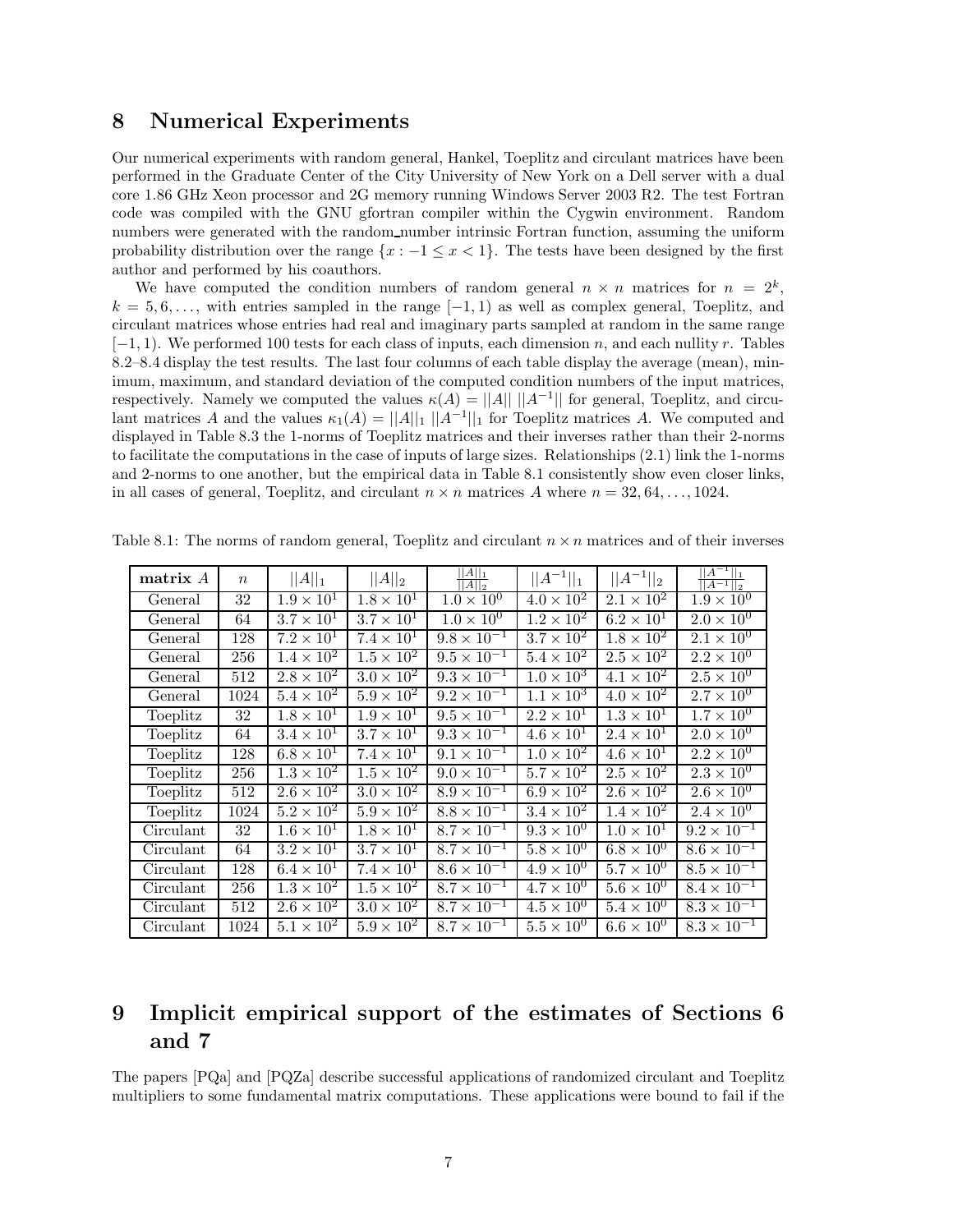## 8 Numerical Experiments

Our numerical experiments with random general, Hankel, Toeplitz and circulant matrices have been performed in the Graduate Center of the City University of New York on a Dell server with a dual core 1.86 GHz Xeon processor and 2G memory running Windows Server 2003 R2. The test Fortran code was compiled with the GNU gfortran compiler within the Cygwin environment. Random numbers were generated with the random_number intrinsic Fortran function, assuming the uniform probability distribution over the range $\{x : -1 \leq x < 1\}$. The tests have been designed by the first author and performed by his coauthors.

We have computed the condition numbers of random general $n \times n$ matrices for $n = 2^k$, $k = 5, 6, \ldots$, with entries sampled in the range $[-1, 1)$ as well as complex general, Toeplitz, and circulant matrices whose entries had real and imaginary parts sampled at random in the same range $[-1, 1)$. We performed 100 tests for each class of inputs, each dimension $n$, and each nullity $r$. Tables 8.2–8.4 display the test results. The last four columns of each table display the average (mean), minimum, maximum, and standard deviation of the computed condition numbers of the input matrices, respectively. Namely we computed the values $\kappa(A) = ||A||\ ||A^{-1}||$ for general, Toeplitz, and circulant matrices $A$ and the values $\kappa_1(A) = ||A||_1\ ||A^{-1}||_1$ for Toeplitz matrices $A$. We computed and displayed in Table 8.3 the 1-norms of Toeplitz matrices and their inverses rather than their 2-norms to facilitate the computations in the case of inputs of large sizes. Relationships (2.1) link the 1-norms and 2-norms to one another, but the empirical data in Table 8.1 consistently show even closer links, in all cases of general, Toeplitz, and circulant $n \times n$ matrices $A$ where $n = 32, 64, \ldots, 1024$.

Table 8.1: The norms of random general, Toeplitz and circulant $n \times n$ matrices and of their inverses

| **matrix** $A$ | $n$ | $\|\|A\|\|_1$ | $\|\|A\|\|_2$ | $\frac{\|\|A\|\|_1}{\|\|A\|\|_2}$ | $\|\|A^{-1}\|\|_1$ | $\|\|A^{-1}\|\|_2$ | $\frac{\|\|A^{-1}\|\|_1}{\|\|A^{-1}\|\|_2}$ |
|---|---|---|---|---|---|---|---|
| General | 32 | $1.9 \times 10^{1}$ | $1.8 \times 10^{1}$ | $1.0 \times 10^{0}$ | $4.0 \times 10^{2}$ | $2.1 \times 10^{2}$ | $1.9 \times 10^{0}$ |
| General | 64 | $3.7 \times 10^{1}$ | $3.7 \times 10^{1}$ | $1.0 \times 10^{0}$ | $1.2 \times 10^{2}$ | $6.2 \times 10^{1}$ | $2.0 \times 10^{0}$ |
| General | 128 | $7.2 \times 10^{1}$ | $7.4 \times 10^{1}$ | $9.8 \times 10^{-1}$ | $3.7 \times 10^{2}$ | $1.8 \times 10^{2}$ | $2.1 \times 10^{0}$ |
| General | 256 | $1.4 \times 10^{2}$ | $1.5 \times 10^{2}$ | $9.5 \times 10^{-1}$ | $5.4 \times 10^{2}$ | $2.5 \times 10^{2}$ | $2.2 \times 10^{0}$ |
| General | 512 | $2.8 \times 10^{2}$ | $3.0 \times 10^{2}$ | $9.3 \times 10^{-1}$ | $1.0 \times 10^{3}$ | $4.1 \times 10^{2}$ | $2.5 \times 10^{0}$ |
| General | 1024 | $5.4 \times 10^{2}$ | $5.9 \times 10^{2}$ | $9.2 \times 10^{-1}$ | $1.1 \times 10^{3}$ | $4.0 \times 10^{2}$ | $2.7 \times 10^{0}$ |
| Toeplitz | 32 | $1.8 \times 10^{1}$ | $1.9 \times 10^{1}$ | $9.5 \times 10^{-1}$ | $2.2 \times 10^{1}$ | $1.3 \times 10^{1}$ | $1.7 \times 10^{0}$ |
| Toeplitz | 64 | $3.4 \times 10^{1}$ | $3.7 \times 10^{1}$ | $9.3 \times 10^{-1}$ | $4.6 \times 10^{1}$ | $2.4 \times 10^{1}$ | $2.0 \times 10^{0}$ |
| Toeplitz | 128 | $6.8 \times 10^{1}$ | $7.4 \times 10^{1}$ | $9.1 \times 10^{-1}$ | $1.0 \times 10^{2}$ | $4.6 \times 10^{1}$ | $2.2 \times 10^{0}$ |
| Toeplitz | 256 | $1.3 \times 10^{2}$ | $1.5 \times 10^{2}$ | $9.0 \times 10^{-1}$ | $5.7 \times 10^{2}$ | $2.5 \times 10^{2}$ | $2.3 \times 10^{0}$ |
| Toeplitz | 512 | $2.6 \times 10^{2}$ | $3.0 \times 10^{2}$ | $8.9 \times 10^{-1}$ | $6.9 \times 10^{2}$ | $2.6 \times 10^{2}$ | $2.6 \times 10^{0}$ |
| Toeplitz | 1024 | $5.2 \times 10^{2}$ | $5.9 \times 10^{2}$ | $8.8 \times 10^{-1}$ | $3.4 \times 10^{2}$ | $1.4 \times 10^{2}$ | $2.4 \times 10^{0}$ |
| Circulant | 32 | $1.6 \times 10^{1}$ | $1.8 \times 10^{1}$ | $8.7 \times 10^{-1}$ | $9.3 \times 10^{0}$ | $1.0 \times 10^{1}$ | $9.2 \times 10^{-1}$ |
| Circulant | 64 | $3.2 \times 10^{1}$ | $3.7 \times 10^{1}$ | $8.7 \times 10^{-1}$ | $5.8 \times 10^{0}$ | $6.8 \times 10^{0}$ | $8.6 \times 10^{-1}$ |
| Circulant | 128 | $6.4 \times 10^{1}$ | $7.4 \times 10^{1}$ | $8.6 \times 10^{-1}$ | $4.9 \times 10^{0}$ | $5.7 \times 10^{0}$ | $8.5 \times 10^{-1}$ |
| Circulant | 256 | $1.3 \times 10^{2}$ | $1.5 \times 10^{2}$ | $8.7 \times 10^{-1}$ | $4.7 \times 10^{0}$ | $5.6 \times 10^{0}$ | $8.4 \times 10^{-1}$ |
| Circulant | 512 | $2.6 \times 10^{2}$ | $3.0 \times 10^{2}$ | $8.7 \times 10^{-1}$ | $4.5 \times 10^{0}$ | $5.4 \times 10^{0}$ | $8.3 \times 10^{-1}$ |
| Circulant | 1024 | $5.1 \times 10^{2}$ | $5.9 \times 10^{2}$ | $8.7 \times 10^{-1}$ | $5.5 \times 10^{0}$ | $6.6 \times 10^{0}$ | $8.3 \times 10^{-1}$ |

## 9 Implicit empirical support of the estimates of Sections 6 and 7

The papers [PQa] and [PQZa] describe successful applications of randomized circulant and Toeplitz multipliers to some fundamental matrix computations. These applications were bound to fail if the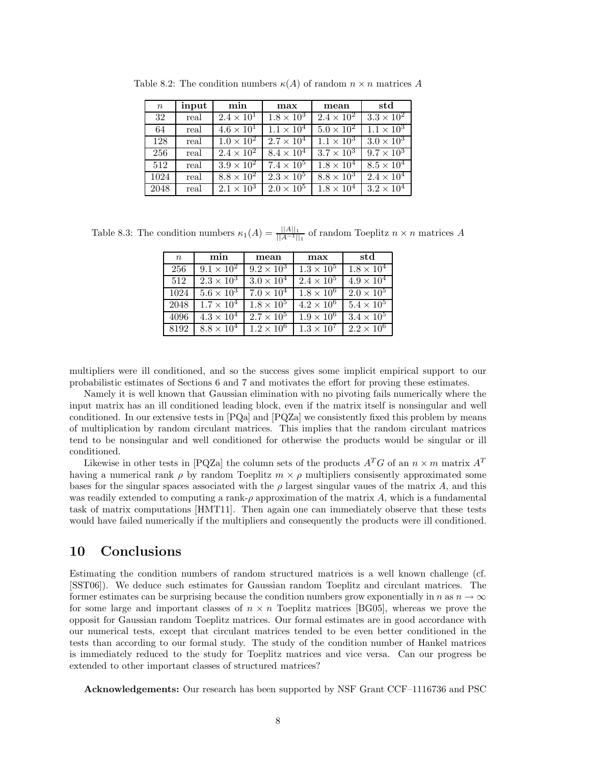Table 8.2: The condition numbers $\kappa(A)$ of random $n \times n$ matrices $A$

| $n$ | input | min | max | mean | std |
|---|---|---|---|---|---|
| 32 | real | $2.4 \times 10^1$ | $1.8 \times 10^3$ | $2.4 \times 10^2$ | $3.3 \times 10^2$ |
| 64 | real | $4.6 \times 10^1$ | $1.1 \times 10^4$ | $5.0 \times 10^2$ | $1.1 \times 10^3$ |
| 128 | real | $1.0 \times 10^2$ | $2.7 \times 10^4$ | $1.1 \times 10^3$ | $3.0 \times 10^3$ |
| 256 | real | $2.4 \times 10^2$ | $8.4 \times 10^4$ | $3.7 \times 10^3$ | $9.7 \times 10^3$ |
| 512 | real | $3.9 \times 10^2$ | $7.4 \times 10^5$ | $1.8 \times 10^4$ | $8.5 \times 10^4$ |
| 1024 | real | $8.8 \times 10^2$ | $2.3 \times 10^5$ | $8.8 \times 10^3$ | $2.4 \times 10^4$ |
| 2048 | real | $2.1 \times 10^3$ | $2.0 \times 10^5$ | $1.8 \times 10^4$ | $3.2 \times 10^4$ |

Table 8.3: The condition numbers $\kappa_1(A) = \frac{||A||_1}{||A^{-1}||_1}$ of random Toeplitz $n \times n$ matrices $A$

| $n$ | min | mean | max | std |
|---|---|---|---|---|
| 256 | $9.1 \times 10^2$ | $9.2 \times 10^3$ | $1.3 \times 10^5$ | $1.8 \times 10^4$ |
| 512 | $2.3 \times 10^3$ | $3.0 \times 10^4$ | $2.4 \times 10^5$ | $4.9 \times 10^4$ |
| 1024 | $5.6 \times 10^3$ | $7.0 \times 10^4$ | $1.8 \times 10^6$ | $2.0 \times 10^5$ |
| 2048 | $1.7 \times 10^4$ | $1.8 \times 10^5$ | $4.2 \times 10^6$ | $5.4 \times 10^5$ |
| 4096 | $4.3 \times 10^4$ | $2.7 \times 10^5$ | $1.9 \times 10^6$ | $3.4 \times 10^5$ |
| 8192 | $8.8 \times 10^4$ | $1.2 \times 10^6$ | $1.3 \times 10^7$ | $2.2 \times 10^6$ |

multipliers were ill conditioned, and so the success gives some implicit empirical support to our probabilistic estimates of Sections 6 and 7 and motivates the effort for proving these estimates.

Namely it is well known that Gaussian elimination with no pivoting fails numerically where the input matrix has an ill conditioned leading block, even if the matrix itself is nonsingular and well conditioned. In our extensive tests in [PQa] and [PQZa] we consistently fixed this problem by means of multiplication by random circulant matrices. This implies that the random circulant matrices tend to be nonsingular and well conditioned for otherwise the products would be singular or ill conditioned.

Likewise in other tests in [PQZa] the column sets of the products $A^T G$ of an $n \times m$ matrix $A^T$ having a numerical rank $\rho$ by random Toeplitz $m \times \rho$ multipliers consisently approximated some bases for the singular spaces associated with the $\rho$ largest singular vaues of the matrix $A$, and this was readily extended to computing a rank-$\rho$ approximation of the matrix $A$, which is a fundamental task of matrix computations [HMT11]. Then again one can immediately observe that these tests would have failed numerically if the multipliers and consequently the products were ill conditioned.

# 10 Conclusions

Estimating the condition numbers of random structured matrices is a well known challenge (cf. [SST06]). We deduce such estimates for Gaussian random Toeplitz and circulant matrices. The former estimates can be surprising because the condition numbers grow exponentially in $n$ as $n \to \infty$ for some large and important classes of $n \times n$ Toeplitz matrices [BG05], whereas we prove the opposit for Gaussian random Toeplitz matrices. Our formal estimates are in good accordance with our numerical tests, except that circulant matrices tended to be even better conditioned in the tests than according to our formal study. The study of the condition number of Hankel matrices is immediately reduced to the study for Toeplitz matrices and vice versa. Can our progress be extended to other important classes of structured matrices?

**Acknowledgements:** Our research has been supported by NSF Grant CCF–1116736 and PSC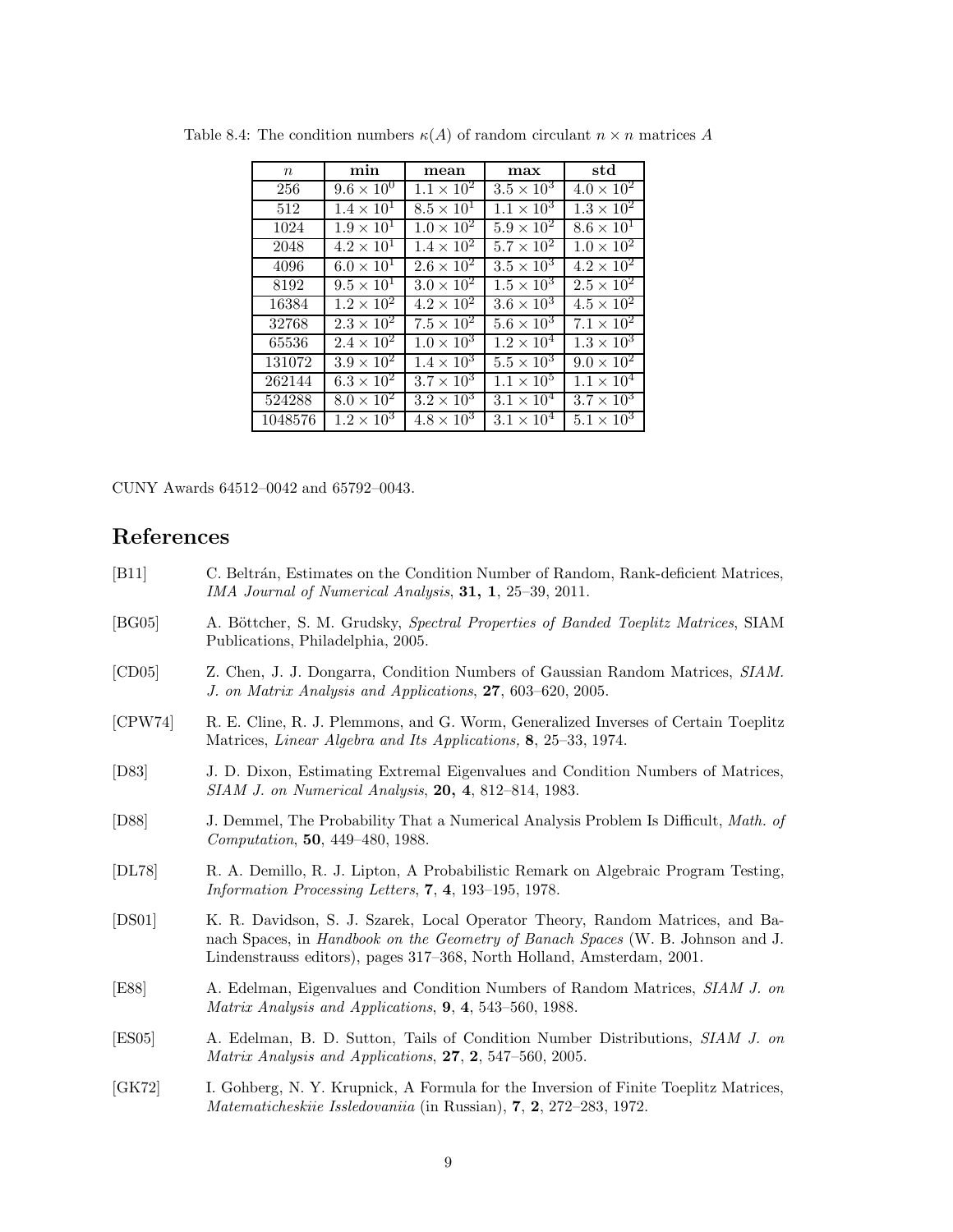Table 8.4: The condition numbers $\kappa(A)$ of random circulant $n \times n$ matrices $A$

| $n$ | **min** | **mean** | **max** | **std** |
|---|---|---|---|---|
| 256 | $9.6 \times 10^0$ | $1.1 \times 10^2$ | $3.5 \times 10^3$ | $4.0 \times 10^2$ |
| 512 | $1.4 \times 10^1$ | $8.5 \times 10^1$ | $1.1 \times 10^3$ | $1.3 \times 10^2$ |
| 1024 | $1.9 \times 10^1$ | $1.0 \times 10^2$ | $5.9 \times 10^2$ | $8.6 \times 10^1$ |
| 2048 | $4.2 \times 10^1$ | $1.4 \times 10^2$ | $5.7 \times 10^2$ | $1.0 \times 10^2$ |
| 4096 | $6.0 \times 10^1$ | $2.6 \times 10^2$ | $3.5 \times 10^3$ | $4.2 \times 10^2$ |
| 8192 | $9.5 \times 10^1$ | $3.0 \times 10^2$ | $1.5 \times 10^3$ | $2.5 \times 10^2$ |
| 16384 | $1.2 \times 10^2$ | $4.2 \times 10^2$ | $3.6 \times 10^3$ | $4.5 \times 10^2$ |
| 32768 | $2.3 \times 10^2$ | $7.5 \times 10^2$ | $5.6 \times 10^3$ | $7.1 \times 10^2$ |
| 65536 | $2.4 \times 10^2$ | $1.0 \times 10^3$ | $1.2 \times 10^4$ | $1.3 \times 10^3$ |
| 131072 | $3.9 \times 10^2$ | $1.4 \times 10^3$ | $5.5 \times 10^3$ | $9.0 \times 10^2$ |
| 262144 | $6.3 \times 10^2$ | $3.7 \times 10^3$ | $1.1 \times 10^5$ | $1.1 \times 10^4$ |
| 524288 | $8.0 \times 10^2$ | $3.2 \times 10^3$ | $3.1 \times 10^4$ | $3.7 \times 10^3$ |
| 1048576 | $1.2 \times 10^3$ | $4.8 \times 10^3$ | $3.1 \times 10^4$ | $5.1 \times 10^3$ |

CUNY Awards 64512–0042 and 65792–0043.

# References

[B11] C. Beltrán, Estimates on the Condition Number of Random, Rank-deficient Matrices, *IMA Journal of Numerical Analysis*, **31, 1**, 25–39, 2011.

[BG05] A. Böttcher, S. M. Grudsky, *Spectral Properties of Banded Toeplitz Matrices*, SIAM Publications, Philadelphia, 2005.

[CD05] Z. Chen, J. J. Dongarra, Condition Numbers of Gaussian Random Matrices, *SIAM. J. on Matrix Analysis and Applications*, **27**, 603–620, 2005.

[CPW74] R. E. Cline, R. J. Plemmons, and G. Worm, Generalized Inverses of Certain Toeplitz Matrices, *Linear Algebra and Its Applications,* **8**, 25–33, 1974.

[D83] J. D. Dixon, Estimating Extremal Eigenvalues and Condition Numbers of Matrices, *SIAM J. on Numerical Analysis*, **20, 4**, 812–814, 1983.

[D88] J. Demmel, The Probability That a Numerical Analysis Problem Is Difficult, *Math. of Computation*, **50**, 449–480, 1988.

[DL78] R. A. Demillo, R. J. Lipton, A Probabilistic Remark on Algebraic Program Testing, *Information Processing Letters*, **7**, **4**, 193–195, 1978.

[DS01] K. R. Davidson, S. J. Szarek, Local Operator Theory, Random Matrices, and Banach Spaces, in *Handbook on the Geometry of Banach Spaces* (W. B. Johnson and J. Lindenstrauss editors), pages 317–368, North Holland, Amsterdam, 2001.

[E88] A. Edelman, Eigenvalues and Condition Numbers of Random Matrices, *SIAM J. on Matrix Analysis and Applications*, **9**, **4**, 543–560, 1988.

[ES05] A. Edelman, B. D. Sutton, Tails of Condition Number Distributions, *SIAM J. on Matrix Analysis and Applications*, **27**, **2**, 547–560, 2005.

[GK72] I. Gohberg, N. Y. Krupnick, A Formula for the Inversion of Finite Toeplitz Matrices, *Matematicheskiie Issledovaniia* (in Russian), **7**, **2**, 272–283, 1972.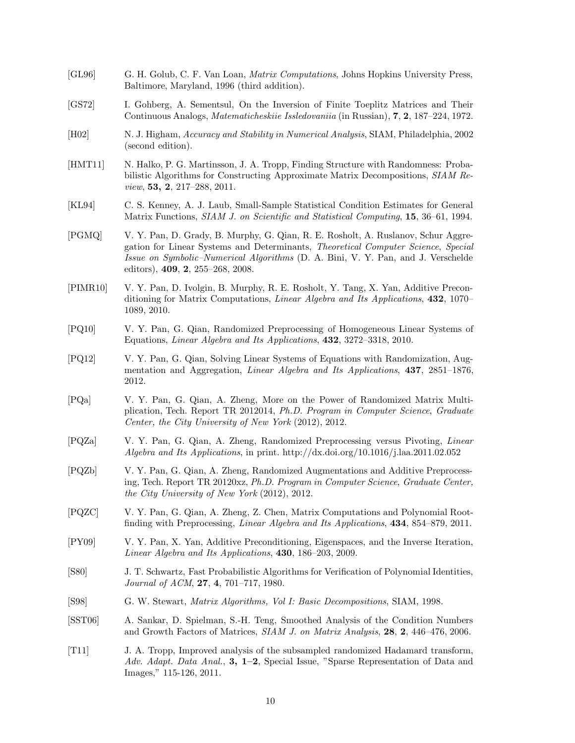[GL96] G. H. Golub, C. F. Van Loan, *Matrix Computations*, Johns Hopkins University Press, Baltimore, Maryland, 1996 (third addition).

[GS72] I. Gohberg, A. Sementsul, On the Inversion of Finite Toeplitz Matrices and Their Continuous Analogs, *Matematicheskiie Issledovaniia* (in Russian), **7**, **2**, 187–224, 1972.

[H02] N. J. Higham, *Accuracy and Stability in Numerical Analysis*, SIAM, Philadelphia, 2002 (second edition).

[HMT11] N. Halko, P. G. Martinsson, J. A. Tropp, Finding Structure with Randomness: Probabilistic Algorithms for Constructing Approximate Matrix Decompositions, *SIAM Review*, **53, 2**, 217–288, 2011.

[KL94] C. S. Kenney, A. J. Laub, Small-Sample Statistical Condition Estimates for General Matrix Functions, *SIAM J. on Scientific and Statistical Computing*, **15**, 36–61, 1994.

[PGMQ] V. Y. Pan, D. Grady, B. Murphy, G. Qian, R. E. Rosholt, A. Ruslanov, Schur Aggregation for Linear Systems and Determinants, *Theoretical Computer Science*, *Special Issue on Symbolic–Numerical Algorithms* (D. A. Bini, V. Y. Pan, and J. Verschelde editors), **409**, **2**, 255–268, 2008.

[PIMR10] V. Y. Pan, D. Ivolgin, B. Murphy, R. E. Rosholt, Y. Tang, X. Yan, Additive Preconditioning for Matrix Computations, *Linear Algebra and Its Applications*, **432**, 1070–1089, 2010.

[PQ10] V. Y. Pan, G. Qian, Randomized Preprocessing of Homogeneous Linear Systems of Equations, *Linear Algebra and Its Applications*, **432**, 3272–3318, 2010.

[PQ12] V. Y. Pan, G. Qian, Solving Linear Systems of Equations with Randomization, Augmentation and Aggregation, *Linear Algebra and Its Applications*, **437**, 2851–1876, 2012.

[PQa] V. Y. Pan, G. Qian, A. Zheng, More on the Power of Randomized Matrix Multiplication, Tech. Report TR 2012014, *Ph.D. Program in Computer Science*, *Graduate Center, the City University of New York* (2012), 2012.

[PQZa] V. Y. Pan, G. Qian, A. Zheng, Randomized Preprocessing versus Pivoting, *Linear Algebra and Its Applications*, in print. http://dx.doi.org/10.1016/j.laa.2011.02.052

[PQZb] V. Y. Pan, G. Qian, A. Zheng, Randomized Augmentations and Additive Preprocessing, Tech. Report TR 20120xz, *Ph.D. Program in Computer Science*, *Graduate Center, the City University of New York* (2012), 2012.

[PQZC] V. Y. Pan, G. Qian, A. Zheng, Z. Chen, Matrix Computations and Polynomial Rootfinding with Preprocessing, *Linear Algebra and Its Applications*, **434**, 854–879, 2011.

[PY09] V. Y. Pan, X. Yan, Additive Preconditioning, Eigenspaces, and the Inverse Iteration, *Linear Algebra and Its Applications*, **430**, 186–203, 2009.

[S80] J. T. Schwartz, Fast Probabilistic Algorithms for Verification of Polynomial Identities, *Journal of ACM*, **27**, **4**, 701–717, 1980.

[S98] G. W. Stewart, *Matrix Algorithms, Vol I: Basic Decompositions*, SIAM, 1998.

[SST06] A. Sankar, D. Spielman, S.-H. Teng, Smoothed Analysis of the Condition Numbers and Growth Factors of Matrices, *SIAM J. on Matrix Analysis*, **28**, **2**, 446–476, 2006.

[T11] J. A. Tropp, Improved analysis of the subsampled randomized Hadamard transform, *Adv. Adapt. Data Anal.*, **3, 1–2**, Special Issue, "Sparse Representation of Data and Images," 115-126, 2011.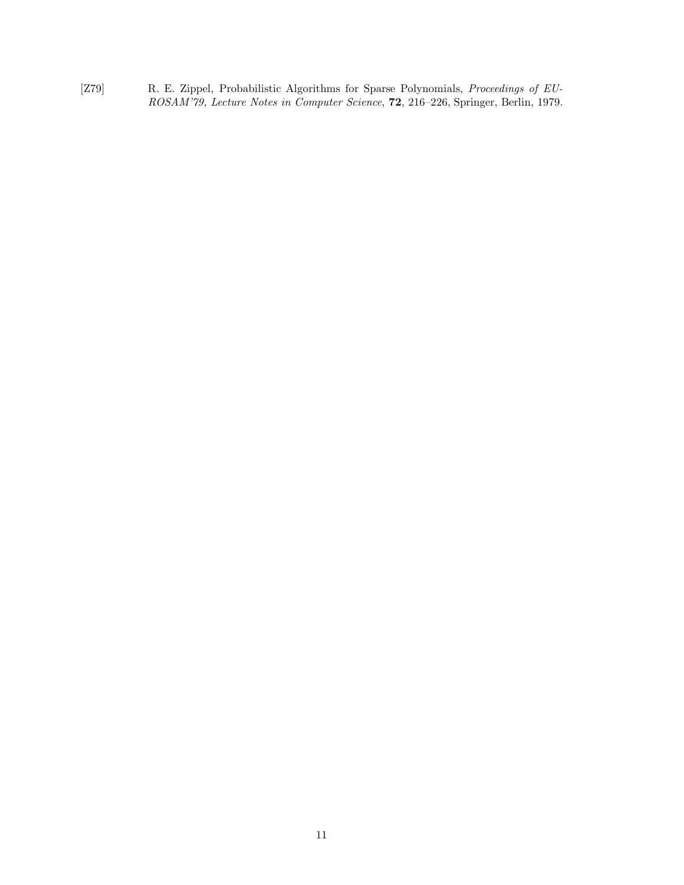[Z79] R. E. Zippel, Probabilistic Algorithms for Sparse Polynomials, *Proceedings of EUROSAM'79, Lecture Notes in Computer Science*, **72**, 216–226, Springer, Berlin, 1979.